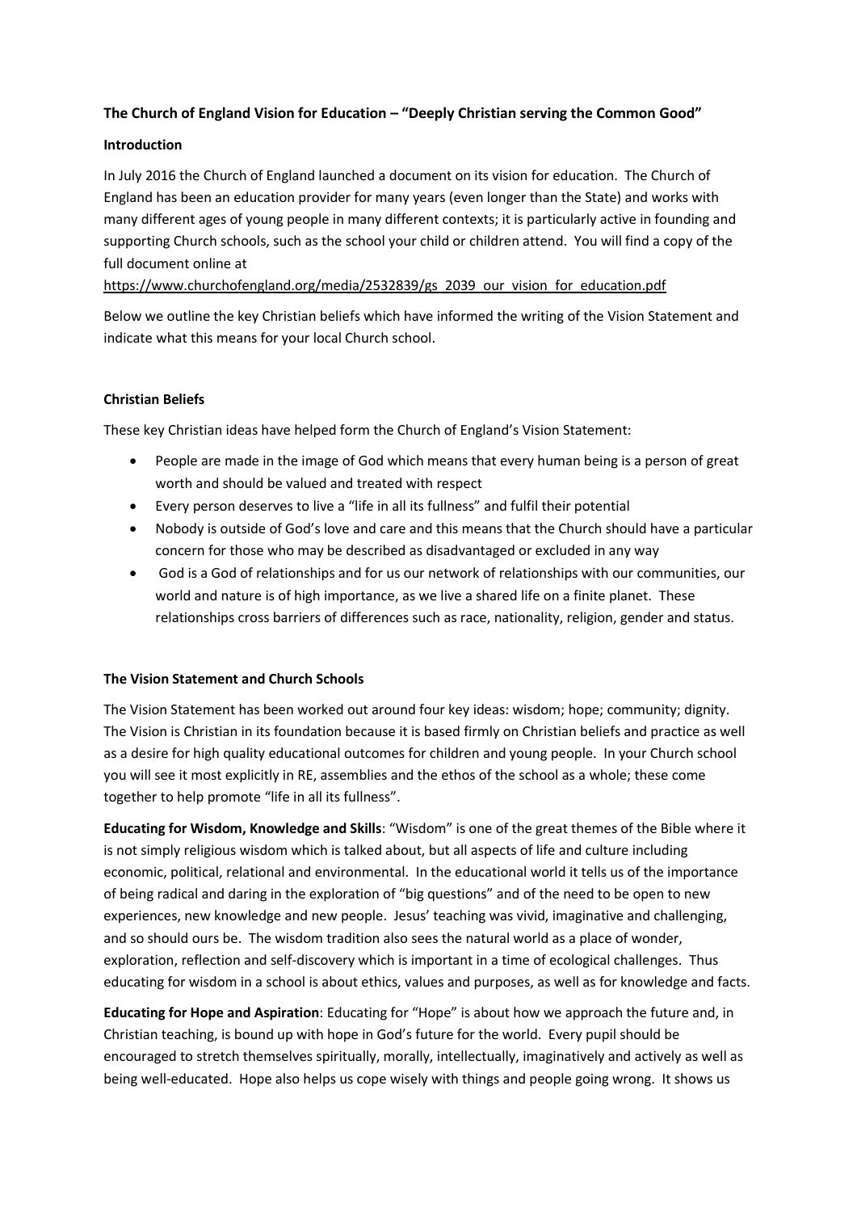## The Church of England Vision for Education – "Deeply Christian serving the Common Good"

### Introduction

In July 2016 the Church of England launched a document on its vision for education. The Church of England has been an education provider for many years (even longer than the State) and works with many different ages of young people in many different contexts; it is particularly active in founding and supporting Church schools, such as the school your child or children attend. You will find a copy of the full document online at

https://www.churchofengland.org/media/2532839/gs_2039_our_vision_for_education.pdf

Below we outline the key Christian beliefs which have informed the writing of the Vision Statement and indicate what this means for your local Church school.

### Christian Beliefs

These key Christian ideas have helped form the Church of England's Vision Statement:

- People are made in the image of God which means that every human being is a person of great worth and should be valued and treated with respect
- Every person deserves to live a "life in all its fullness" and fulfil their potential
- Nobody is outside of God's love and care and this means that the Church should have a particular concern for those who may be described as disadvantaged or excluded in any way
- God is a God of relationships and for us our network of relationships with our communities, our world and nature is of high importance, as we live a shared life on a finite planet. These relationships cross barriers of differences such as race, nationality, religion, gender and status.

### The Vision Statement and Church Schools

The Vision Statement has been worked out around four key ideas: wisdom; hope; community; dignity. The Vision is Christian in its foundation because it is based firmly on Christian beliefs and practice as well as a desire for high quality educational outcomes for children and young people. In your Church school you will see it most explicitly in RE, assemblies and the ethos of the school as a whole; these come together to help promote "life in all its fullness".

**Educating for Wisdom, Knowledge and Skills**: "Wisdom" is one of the great themes of the Bible where it is not simply religious wisdom which is talked about, but all aspects of life and culture including economic, political, relational and environmental. In the educational world it tells us of the importance of being radical and daring in the exploration of "big questions" and of the need to be open to new experiences, new knowledge and new people. Jesus' teaching was vivid, imaginative and challenging, and so should ours be. The wisdom tradition also sees the natural world as a place of wonder, exploration, reflection and self-discovery which is important in a time of ecological challenges. Thus educating for wisdom in a school is about ethics, values and purposes, as well as for knowledge and facts.

**Educating for Hope and Aspiration**: Educating for "Hope" is about how we approach the future and, in Christian teaching, is bound up with hope in God's future for the world. Every pupil should be encouraged to stretch themselves spiritually, morally, intellectually, imaginatively and actively as well as being well-educated. Hope also helps us cope wisely with things and people going wrong. It shows us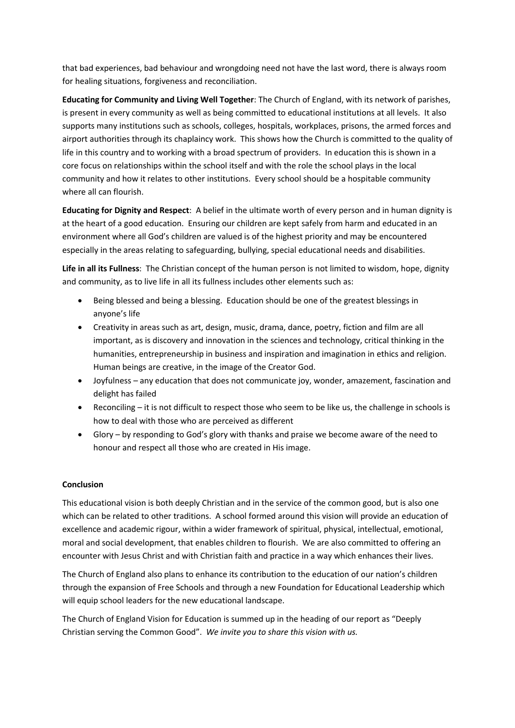that bad experiences, bad behaviour and wrongdoing need not have the last word, there is always room for healing situations, forgiveness and reconciliation.

**Educating for Community and Living Well Together**: The Church of England, with its network of parishes, is present in every community as well as being committed to educational institutions at all levels. It also supports many institutions such as schools, colleges, hospitals, workplaces, prisons, the armed forces and airport authorities through its chaplaincy work. This shows how the Church is committed to the quality of life in this country and to working with a broad spectrum of providers. In education this is shown in a core focus on relationships within the school itself and with the role the school plays in the local community and how it relates to other institutions. Every school should be a hospitable community where all can flourish.

**Educating for Dignity and Respect**: A belief in the ultimate worth of every person and in human dignity is at the heart of a good education. Ensuring our children are kept safely from harm and educated in an environment where all God's children are valued is of the highest priority and may be encountered especially in the areas relating to safeguarding, bullying, special educational needs and disabilities.

**Life in all its Fullness**: The Christian concept of the human person is not limited to wisdom, hope, dignity and community, as to live life in all its fullness includes other elements such as:

- Being blessed and being a blessing. Education should be one of the greatest blessings in anyone's life
- Creativity in areas such as art, design, music, drama, dance, poetry, fiction and film are all important, as is discovery and innovation in the sciences and technology, critical thinking in the humanities, entrepreneurship in business and inspiration and imagination in ethics and religion. Human beings are creative, in the image of the Creator God.
- Joyfulness – any education that does not communicate joy, wonder, amazement, fascination and delight has failed
- Reconciling – it is not difficult to respect those who seem to be like us, the challenge in schools is how to deal with those who are perceived as different
- Glory – by responding to God's glory with thanks and praise we become aware of the need to honour and respect all those who are created in His image.

**Conclusion**

This educational vision is both deeply Christian and in the service of the common good, but is also one which can be related to other traditions. A school formed around this vision will provide an education of excellence and academic rigour, within a wider framework of spiritual, physical, intellectual, emotional, moral and social development, that enables children to flourish. We are also committed to offering an encounter with Jesus Christ and with Christian faith and practice in a way which enhances their lives.

The Church of England also plans to enhance its contribution to the education of our nation's children through the expansion of Free Schools and through a new Foundation for Educational Leadership which will equip school leaders for the new educational landscape.

The Church of England Vision for Education is summed up in the heading of our report as "Deeply Christian serving the Common Good". *We invite you to share this vision with us.*